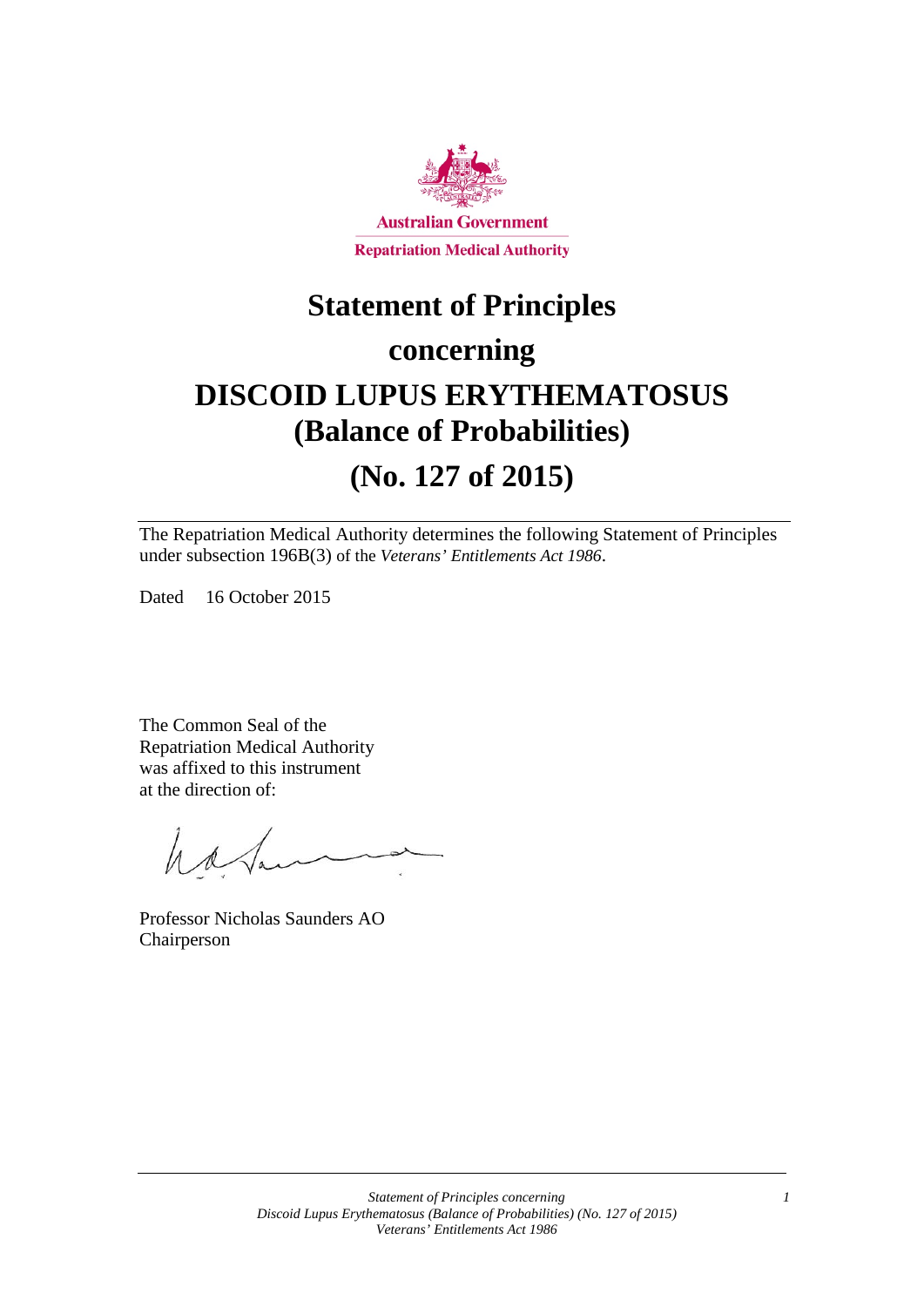Australian Government

Repatriation Medical Authority

# Statement of Principles

# concerning

# DISCOID LUPUS ERYTHEMATOSUS (Balance of Probabilities)

# (No. 127 of 2015)

The Repatriation Medical Authority determines the following Statement of Principles under subsection 196B(3) of the *Veterans' Entitlements Act 1986*.

Dated 16 October 2015

The Common Seal of the Repatriation Medical Authority was affixed to this instrument at the direction of:

Professor Nicholas Saunders AO
Chairperson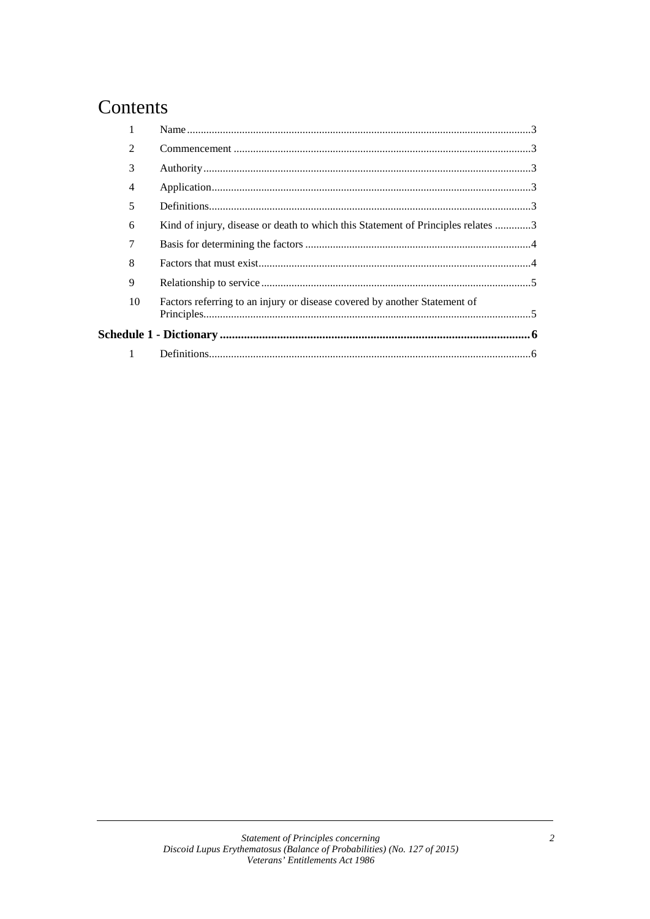# Contents

| | | |
|---|---|---|
| 1 | Name | 3 |
| 2 | Commencement | 3 |
| 3 | Authority | 3 |
| 4 | Application | 3 |
| 5 | Definitions | 3 |
| 6 | Kind of injury, disease or death to which this Statement of Principles relates | 3 |
| 7 | Basis for determining the factors | 4 |
| 8 | Factors that must exist | 4 |
| 9 | Relationship to service | 5 |
| 10 | Factors referring to an injury or disease covered by another Statement of Principles | 5 |
| **Schedule 1 - Dictionary** | | **6** |
| 1 | Definitions | 6 |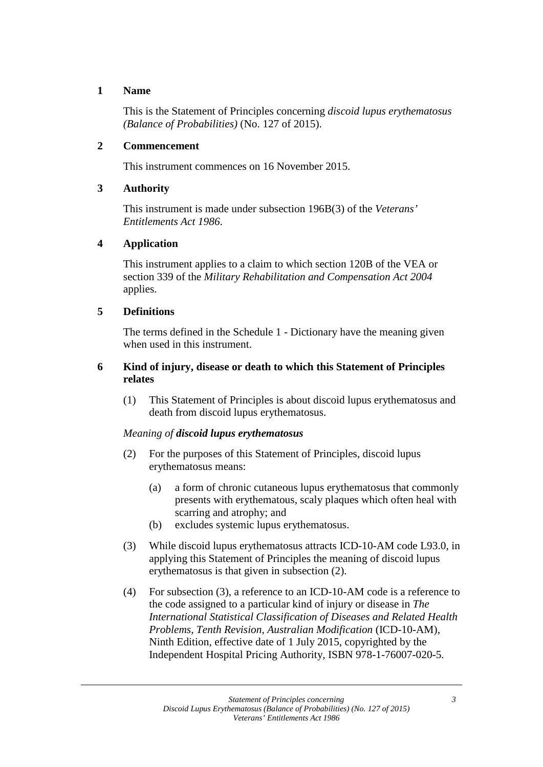## 1 Name

This is the Statement of Principles concerning *discoid lupus erythematosus (Balance of Probabilities)* (No. 127 of 2015).

## 2 Commencement

This instrument commences on 16 November 2015.

## 3 Authority

This instrument is made under subsection 196B(3) of the *Veterans' Entitlements Act 1986*.

## 4 Application

This instrument applies to a claim to which section 120B of the VEA or section 339 of the *Military Rehabilitation and Compensation Act 2004* applies.

## 5 Definitions

The terms defined in the Schedule 1 - Dictionary have the meaning given when used in this instrument.

## 6 Kind of injury, disease or death to which this Statement of Principles relates

(1) This Statement of Principles is about discoid lupus erythematosus and death from discoid lupus erythematosus.

*Meaning of* ***discoid lupus erythematosus***

(2) For the purposes of this Statement of Principles, discoid lupus erythematosus means:

- (a) a form of chronic cutaneous lupus erythematosus that commonly presents with erythematous, scaly plaques which often heal with scarring and atrophy; and
- (b) excludes systemic lupus erythematosus.

(3) While discoid lupus erythematosus attracts ICD-10-AM code L93.0, in applying this Statement of Principles the meaning of discoid lupus erythematosus is that given in subsection (2).

(4) For subsection (3), a reference to an ICD-10-AM code is a reference to the code assigned to a particular kind of injury or disease in *The International Statistical Classification of Diseases and Related Health Problems, Tenth Revision, Australian Modification* (ICD-10-AM), Ninth Edition, effective date of 1 July 2015, copyrighted by the Independent Hospital Pricing Authority, ISBN 978-1-76007-020-5.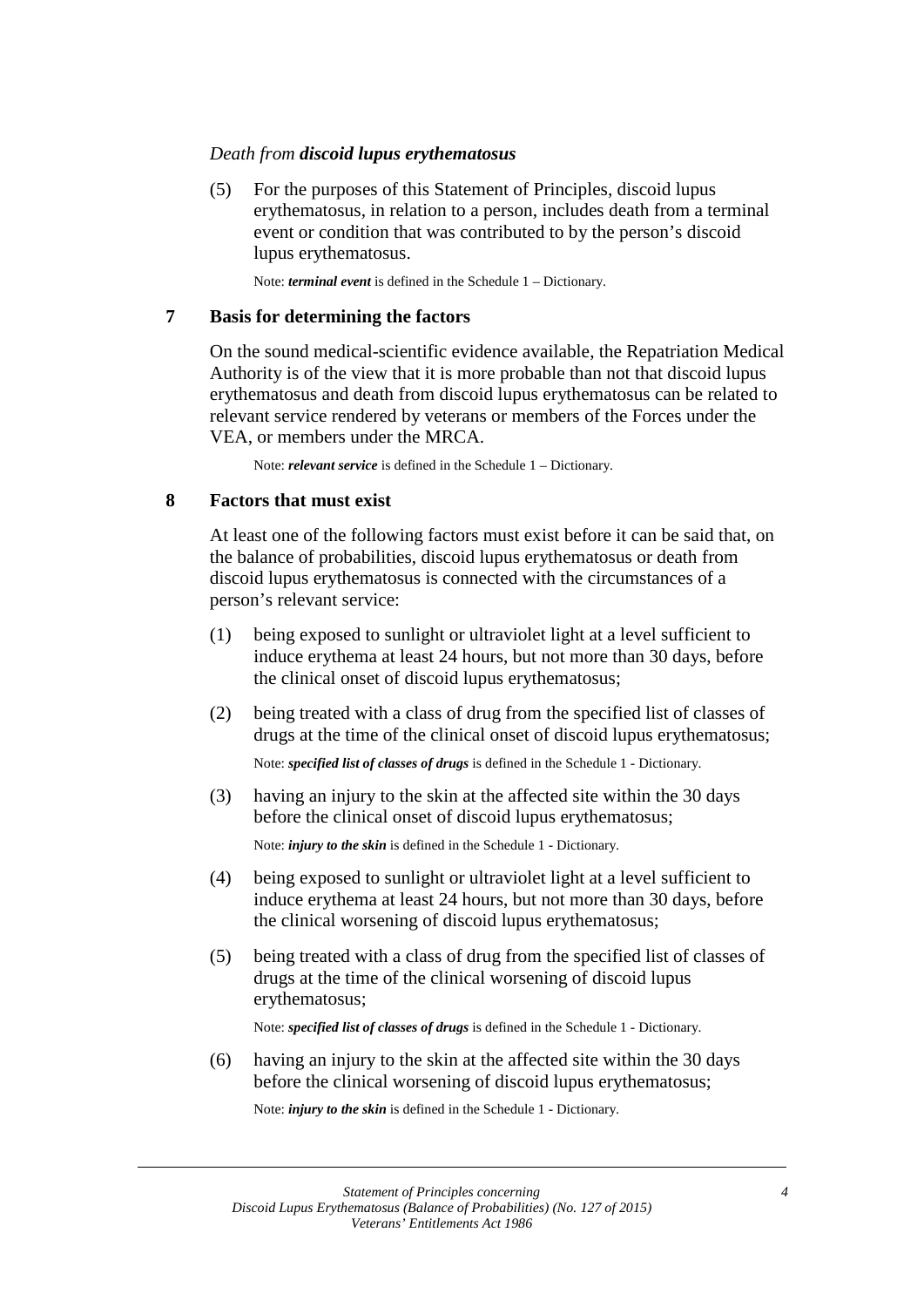*Death from **discoid lupus erythematosus***

(5) For the purposes of this Statement of Principles, discoid lupus erythematosus, in relation to a person, includes death from a terminal event or condition that was contributed to by the person's discoid lupus erythematosus.

Note: ***terminal event*** is defined in the Schedule 1 – Dictionary.

## 7 Basis for determining the factors

On the sound medical-scientific evidence available, the Repatriation Medical Authority is of the view that it is more probable than not that discoid lupus erythematosus and death from discoid lupus erythematosus can be related to relevant service rendered by veterans or members of the Forces under the VEA, or members under the MRCA.

Note: ***relevant service*** is defined in the Schedule 1 – Dictionary.

## 8 Factors that must exist

At least one of the following factors must exist before it can be said that, on the balance of probabilities, discoid lupus erythematosus or death from discoid lupus erythematosus is connected with the circumstances of a person's relevant service:

(1) being exposed to sunlight or ultraviolet light at a level sufficient to induce erythema at least 24 hours, but not more than 30 days, before the clinical onset of discoid lupus erythematosus;

(2) being treated with a class of drug from the specified list of classes of drugs at the time of the clinical onset of discoid lupus erythematosus;

Note: ***specified list of classes of drugs*** is defined in the Schedule 1 - Dictionary.

(3) having an injury to the skin at the affected site within the 30 days before the clinical onset of discoid lupus erythematosus;

Note: ***injury to the skin*** is defined in the Schedule 1 - Dictionary.

(4) being exposed to sunlight or ultraviolet light at a level sufficient to induce erythema at least 24 hours, but not more than 30 days, before the clinical worsening of discoid lupus erythematosus;

(5) being treated with a class of drug from the specified list of classes of drugs at the time of the clinical worsening of discoid lupus erythematosus;

Note: ***specified list of classes of drugs*** is defined in the Schedule 1 - Dictionary.

(6) having an injury to the skin at the affected site within the 30 days before the clinical worsening of discoid lupus erythematosus;

Note: ***injury to the skin*** is defined in the Schedule 1 - Dictionary.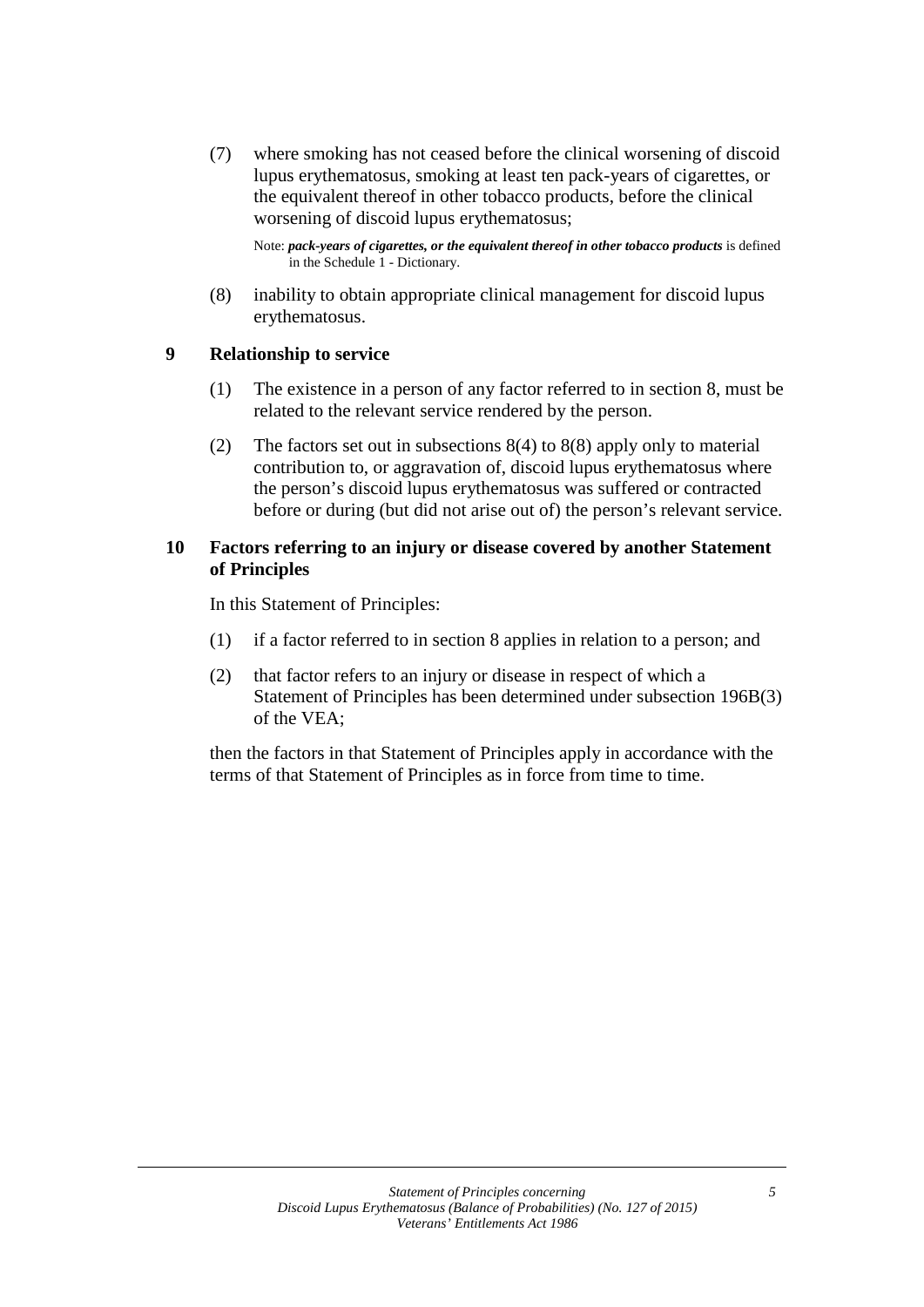(7) where smoking has not ceased before the clinical worsening of discoid lupus erythematosus, smoking at least ten pack-years of cigarettes, or the equivalent thereof in other tobacco products, before the clinical worsening of discoid lupus erythematosus;

Note: ***pack-years of cigarettes, or the equivalent thereof in other tobacco products*** is defined in the Schedule 1 - Dictionary.

(8) inability to obtain appropriate clinical management for discoid lupus erythematosus.

## 9 Relationship to service

(1) The existence in a person of any factor referred to in section 8, must be related to the relevant service rendered by the person.

(2) The factors set out in subsections 8(4) to 8(8) apply only to material contribution to, or aggravation of, discoid lupus erythematosus where the person's discoid lupus erythematosus was suffered or contracted before or during (but did not arise out of) the person's relevant service.

## 10 Factors referring to an injury or disease covered by another Statement of Principles

In this Statement of Principles:

(1) if a factor referred to in section 8 applies in relation to a person; and

(2) that factor refers to an injury or disease in respect of which a Statement of Principles has been determined under subsection 196B(3) of the VEA;

then the factors in that Statement of Principles apply in accordance with the terms of that Statement of Principles as in force from time to time.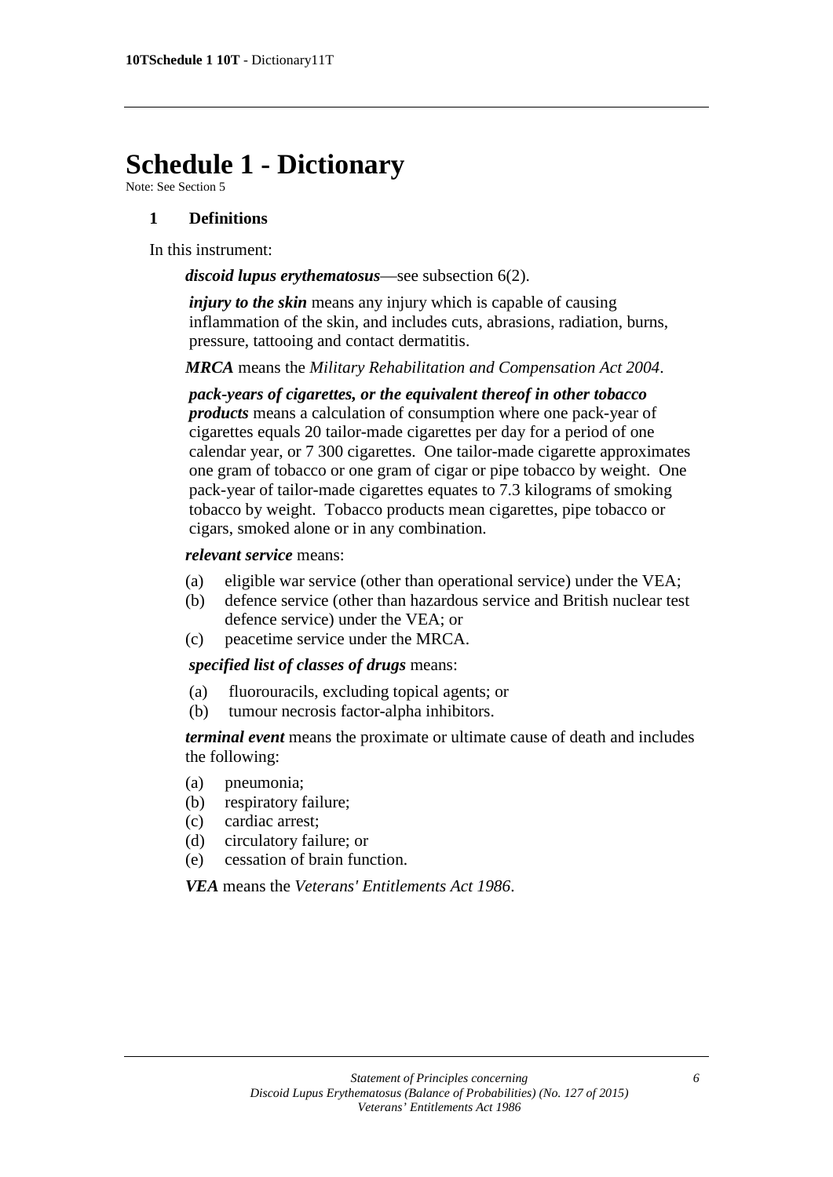# Schedule 1 - Dictionary

Note: See Section 5

### 1 Definitions

In this instrument:

***discoid lupus erythematosus***—see subsection 6(2).

***injury to the skin*** means any injury which is capable of causing inflammation of the skin, and includes cuts, abrasions, radiation, burns, pressure, tattooing and contact dermatitis.

***MRCA*** means the *Military Rehabilitation and Compensation Act 2004*.

***pack-years of cigarettes, or the equivalent thereof in other tobacco products*** means a calculation of consumption where one pack-year of cigarettes equals 20 tailor-made cigarettes per day for a period of one calendar year, or 7 300 cigarettes. One tailor-made cigarette approximates one gram of tobacco or one gram of cigar or pipe tobacco by weight. One pack-year of tailor-made cigarettes equates to 7.3 kilograms of smoking tobacco by weight. Tobacco products mean cigarettes, pipe tobacco or cigars, smoked alone or in any combination.

***relevant service*** means:

(a) eligible war service (other than operational service) under the VEA;
(b) defence service (other than hazardous service and British nuclear test defence service) under the VEA; or
(c) peacetime service under the MRCA.

***specified list of classes of drugs*** means:

(a) fluorouracils, excluding topical agents; or
(b) tumour necrosis factor-alpha inhibitors.

***terminal event*** means the proximate or ultimate cause of death and includes the following:

(a) pneumonia;
(b) respiratory failure;
(c) cardiac arrest;
(d) circulatory failure; or
(e) cessation of brain function.

***VEA*** means the *Veterans' Entitlements Act 1986*.